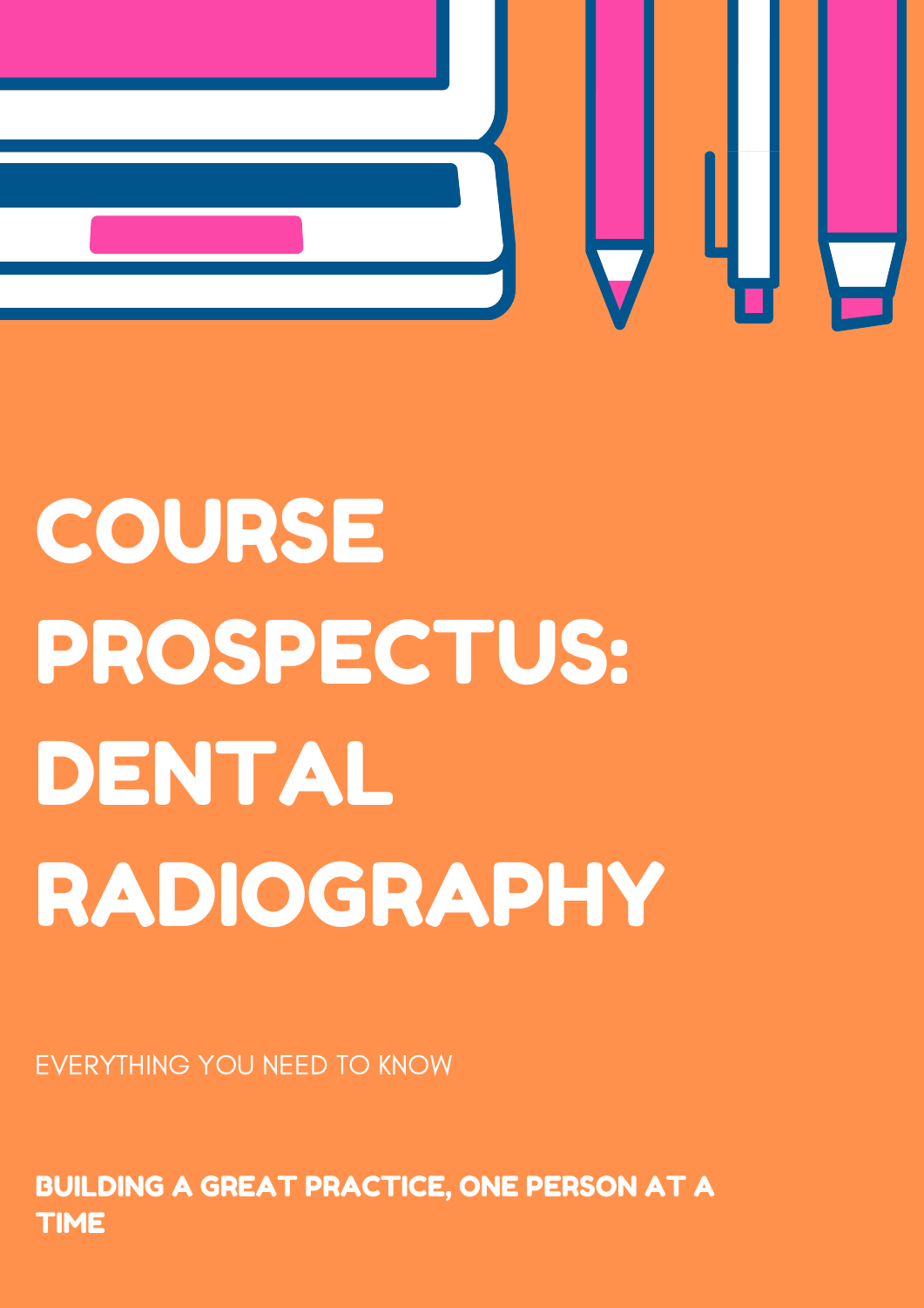# COURSE PROSPECTUS: DENTAL RADIOGRAPHY

EVERYTHING YOU NEED TO KNOW

**BUILDING A GREAT PRACTICE, ONE PERSON AT A TIME**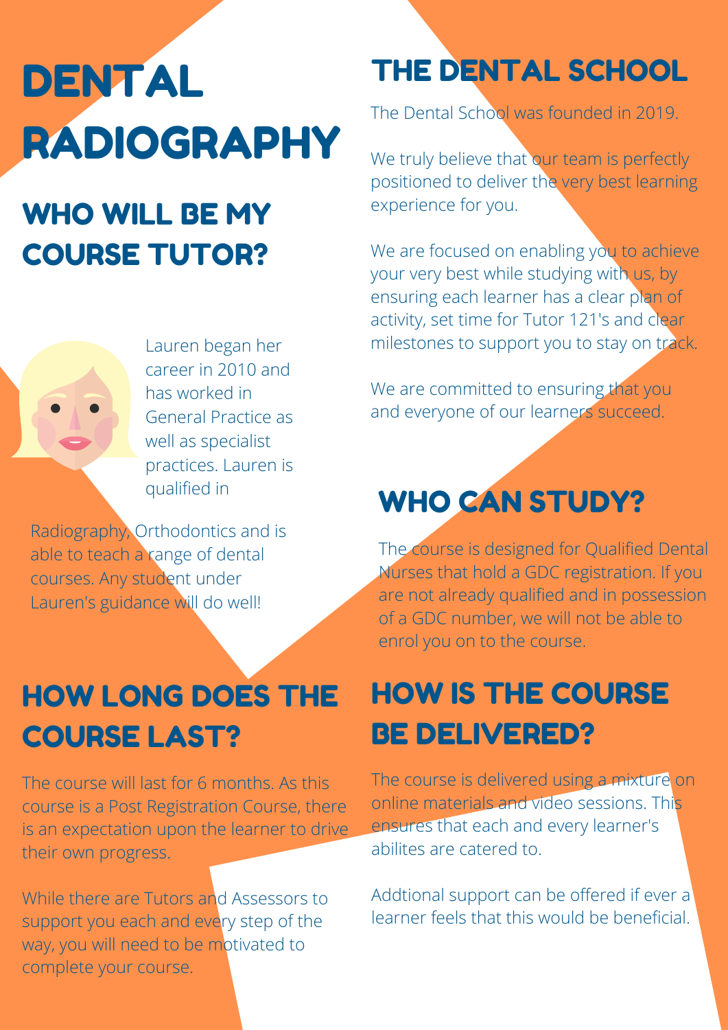# DENTAL RADIOGRAPHY

## WHO WILL BE MY COURSE TUTOR?

Lauren began her career in 2010 and has worked in General Practice as well as specialist practices. Lauren is qualified in Radiography, Orthodontics and is able to teach a range of dental courses. Any student under Lauren's guidance will do well!

## HOW LONG DOES THE COURSE LAST?

The course will last for 6 months. As this course is a Post Registration Course, there is an expectation upon the learner to drive their own progress.

While there are Tutors and Assessors to support you each and every step of the way, you will need to be motivated to complete your course.

## THE DENTAL SCHOOL

The Dental School was founded in 2019.

We truly believe that our team is perfectly positioned to deliver the very best learning experience for you.

We are focused on enabling you to achieve your very best while studying with us, by ensuring each learner has a clear plan of activity, set time for Tutor 121's and clear milestones to support you to stay on track.

We are committed to ensuring that you and everyone of our learners succeed.

## WHO CAN STUDY?

The course is designed for Qualified Dental Nurses that hold a GDC registration. If you are not already qualified and in possession of a GDC number, we will not be able to enrol you on to the course.

## HOW IS THE COURSE BE DELIVERED?

The course is delivered using a mixture on online materials and video sessions. This ensures that each and every learner's abilites are catered to.

Addtional support can be offered if ever a learner feels that this would be beneficial.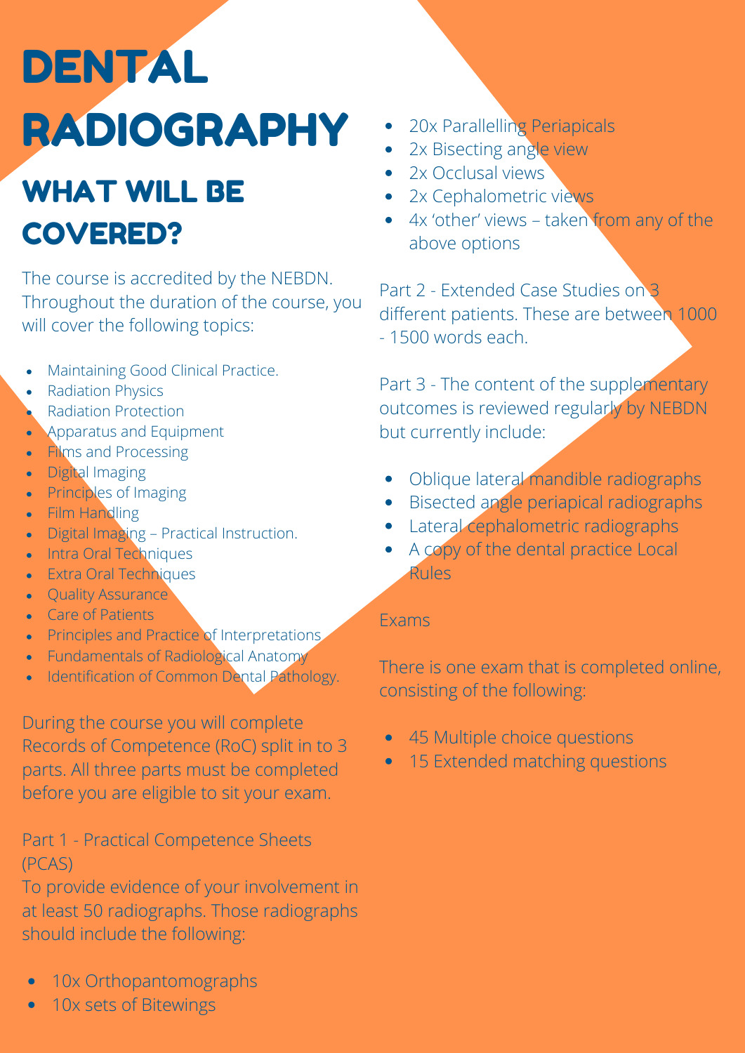# DENTAL RADIOGRAPHY

## WHAT WILL BE COVERED?

The course is accredited by the NEBDN. Throughout the duration of the course, you will cover the following topics:

- Maintaining Good Clinical Practice.
- Radiation Physics
- Radiation Protection
- Apparatus and Equipment
- Films and Processing
- Digital Imaging
- Principles of Imaging
- Film Handling
- Digital Imaging – Practical Instruction.
- Intra Oral Techniques
- Extra Oral Techniques
- Quality Assurance
- Care of Patients
- Principles and Practice of Interpretations
- Fundamentals of Radiological Anatomy
- Identification of Common Dental Pathology.

During the course you will complete Records of Competence (RoC) split in to 3 parts. All three parts must be completed before you are eligible to sit your exam.

Part 1 - Practical Competence Sheets (PCAS)
To provide evidence of your involvement in at least 50 radiographs. Those radiographs should include the following:

- 10x Orthopantomographs
- 10x sets of Bitewings
- 20x Parallelling Periapicals
- 2x Bisecting angle view
- 2x Occlusal views
- 2x Cephalometric views
- 4x 'other' views – taken from any of the above options

Part 2 - Extended Case Studies on 3 different patients. These are between 1000 - 1500 words each.

Part 3 - The content of the supplementary outcomes is reviewed regularly by NEBDN but currently include:

- Oblique lateral mandible radiographs
- Bisected angle periapical radiographs
- Lateral cephalometric radiographs
- A copy of the dental practice Local Rules

Exams

There is one exam that is completed online, consisting of the following:

- 45 Multiple choice questions
- 15 Extended matching questions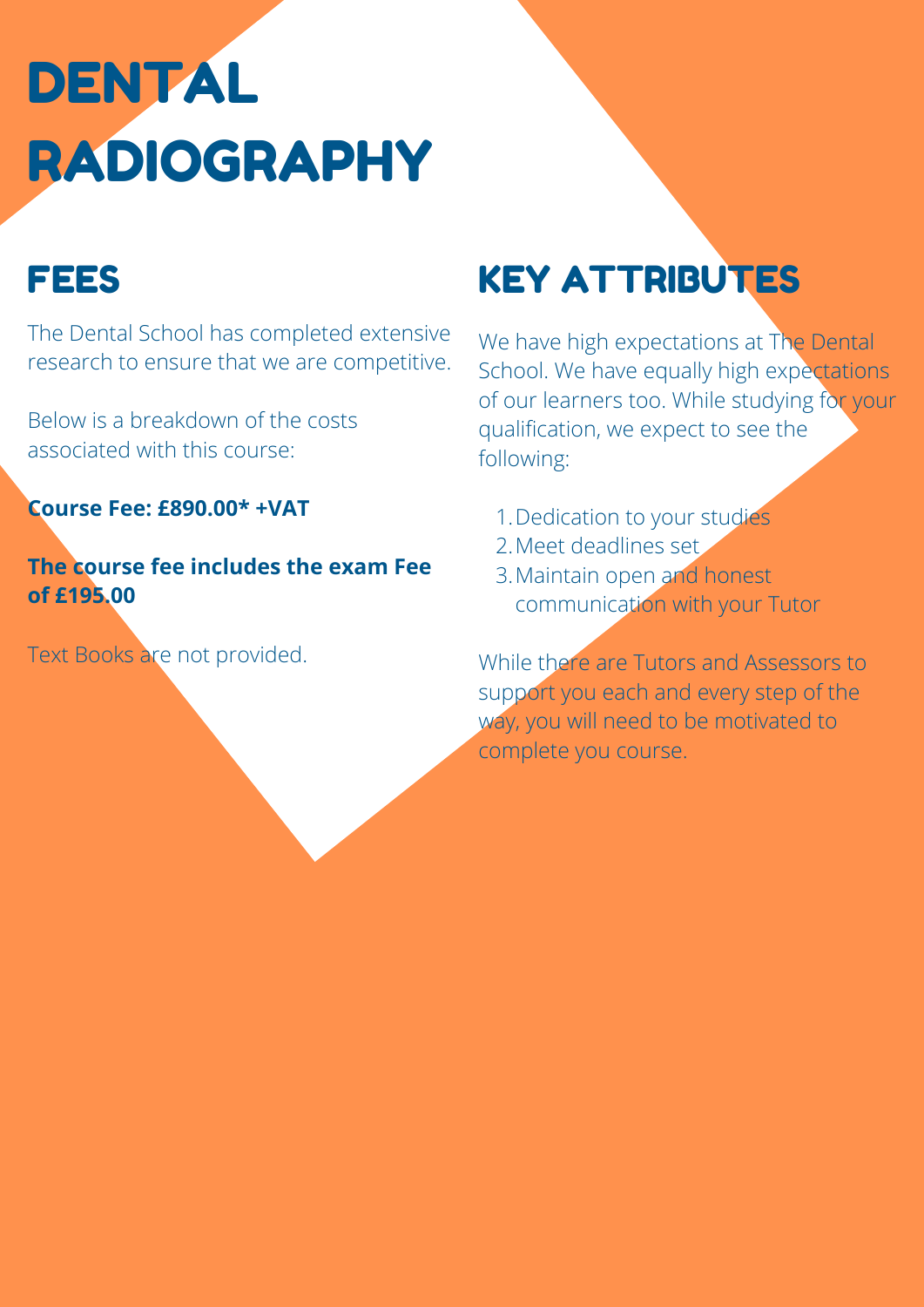# DENTAL RADIOGRAPHY

## FEES

The Dental School has completed extensive research to ensure that we are competitive.

Below is a breakdown of the costs associated with this course:

**Course Fee: £890.00* +VAT**

**The course fee includes the exam Fee of £195.00**

Text Books are not provided.

## KEY ATTRIBUTES

We have high expectations at The Dental School. We have equally high expectations of our learners too. While studying for your qualification, we expect to see the following:

1. Dedication to your studies
2. Meet deadlines set
3. Maintain open and honest communication with your Tutor

While there are Tutors and Assessors to support you each and every step of the way, you will need to be motivated to complete you course.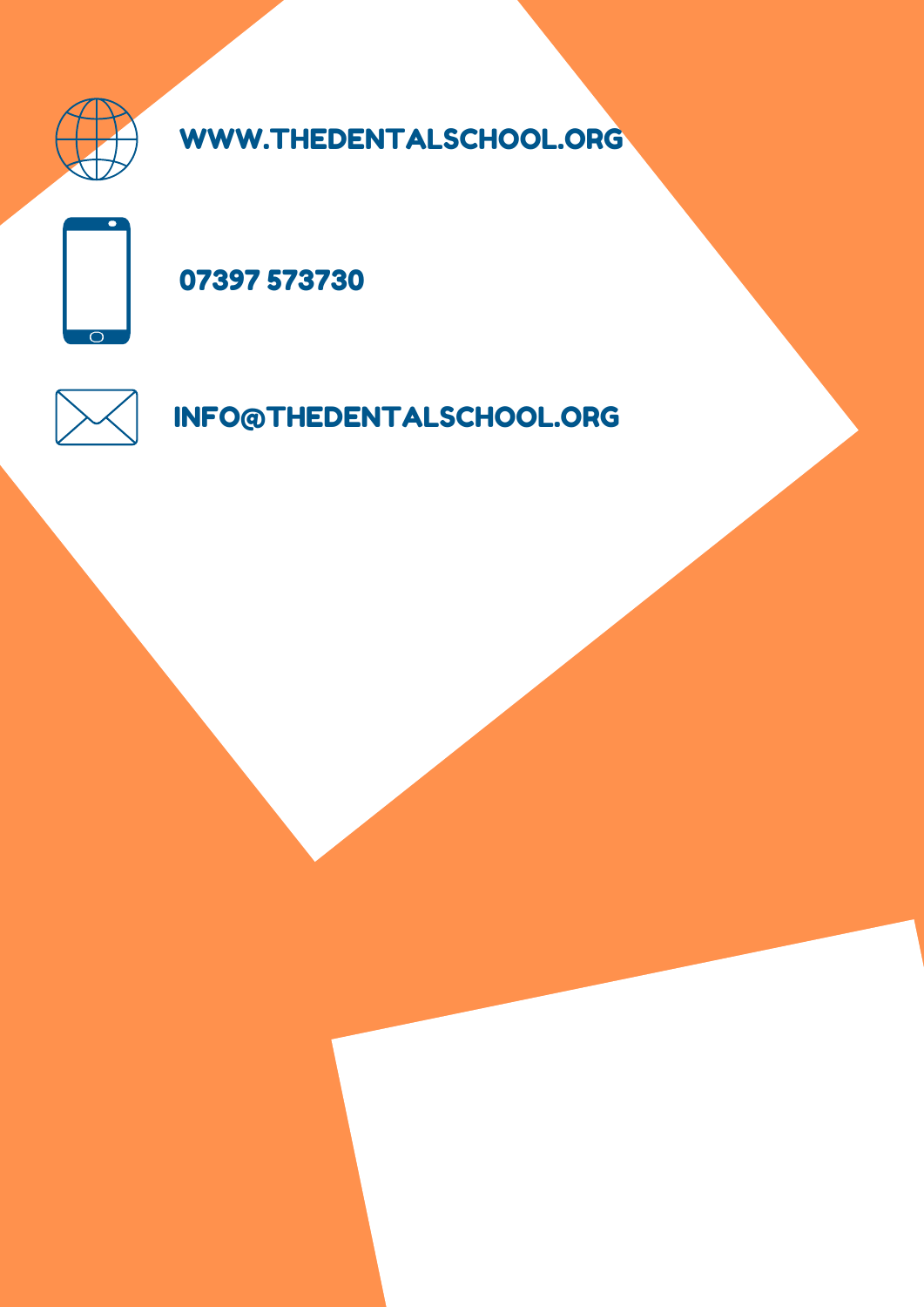WWW.THEDENTALSCHOOL.ORG

07397 573730

INFO@THEDENTALSCHOOL.ORG